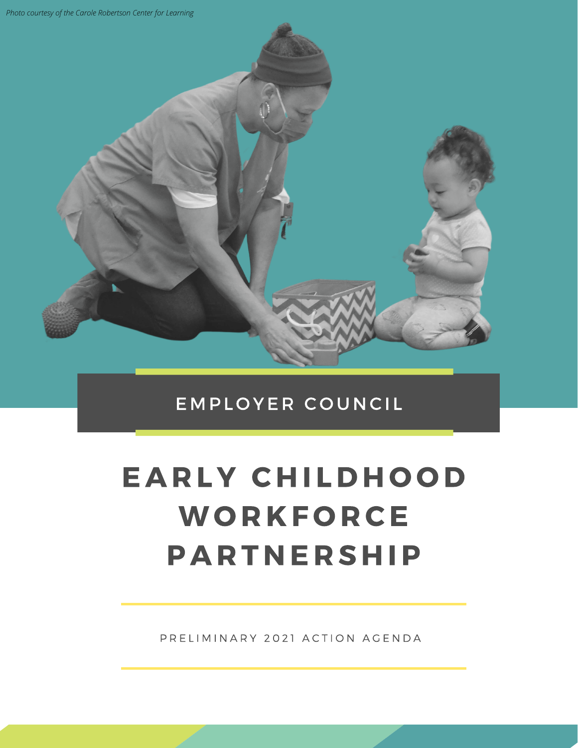*Photo courtesy of the Carole Robertson Center for Learning*

EMPLOYER COUNCIL

# EARLY CHILDHOOD WORKFORCE PARTNERSHIP

PRELIMINARY 2021 ACTION AGENDA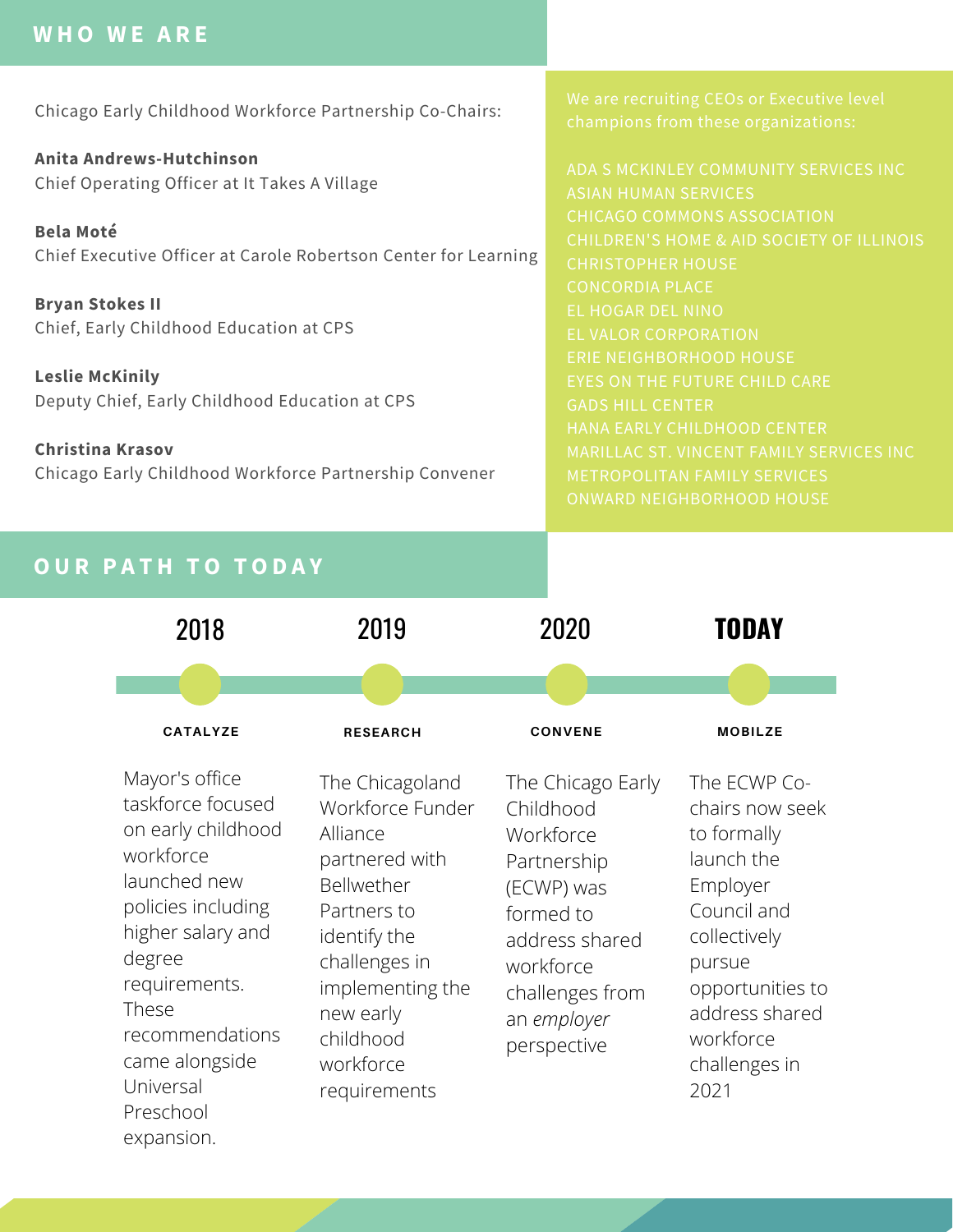## WHO WE ARE

Chicago Early Childhood Workforce Partnership Co-Chairs:

**Anita Andrews-Hutchinson**
Chief Operating Officer at It Takes A Village

**Bela Moté**
Chief Executive Officer at Carole Robertson Center for Learning

**Bryan Stokes II**
Chief, Early Childhood Education at CPS

**Leslie McKinily**
Deputy Chief, Early Childhood Education at CPS

**Christina Krasov**
Chicago Early Childhood Workforce Partnership Convener

We are recruiting CEOs or Executive level champions from these organizations:

- ADA S MCKINLEY COMMUNITY SERVICES INC
- ASIAN HUMAN SERVICES
- CHICAGO COMMONS ASSOCIATION
- CHILDREN'S HOME & AID SOCIETY OF ILLINOIS
- CHRISTOPHER HOUSE
- CONCORDIA PLACE
- EL HOGAR DEL NINO
- EL VALOR CORPORATION
- ERIE NEIGHBORHOOD HOUSE
- EYES ON THE FUTURE CHILD CARE
- GADS HILL CENTER
- HANA EARLY CHILDHOOD CENTER
- MARILLAC ST. VINCENT FAMILY SERVICES INC
- METROPOLITAN FAMILY SERVICES
- ONWARD NEIGHBORHOOD HOUSE

## OUR PATH TO TODAY

### 2018 — CATALYZE

Mayor's office taskforce focused on early childhood workforce launched new policies including higher salary and degree requirements. These recommendations came alongside Universal Preschool expansion.

### 2019 — RESEARCH

The Chicagoland Workforce Funder Alliance partnered with Bellwether Partners to identify the challenges in implementing the new early childhood workforce requirements

### 2020 — CONVENE

The Chicago Early Childhood Workforce Partnership (ECWP) was formed to address shared workforce challenges from an *employer* perspective

### TODAY — MOBILZE

The ECWP Co-chairs now seek to formally launch the Employer Council and collectively pursue opportunities to address shared workforce challenges in 2021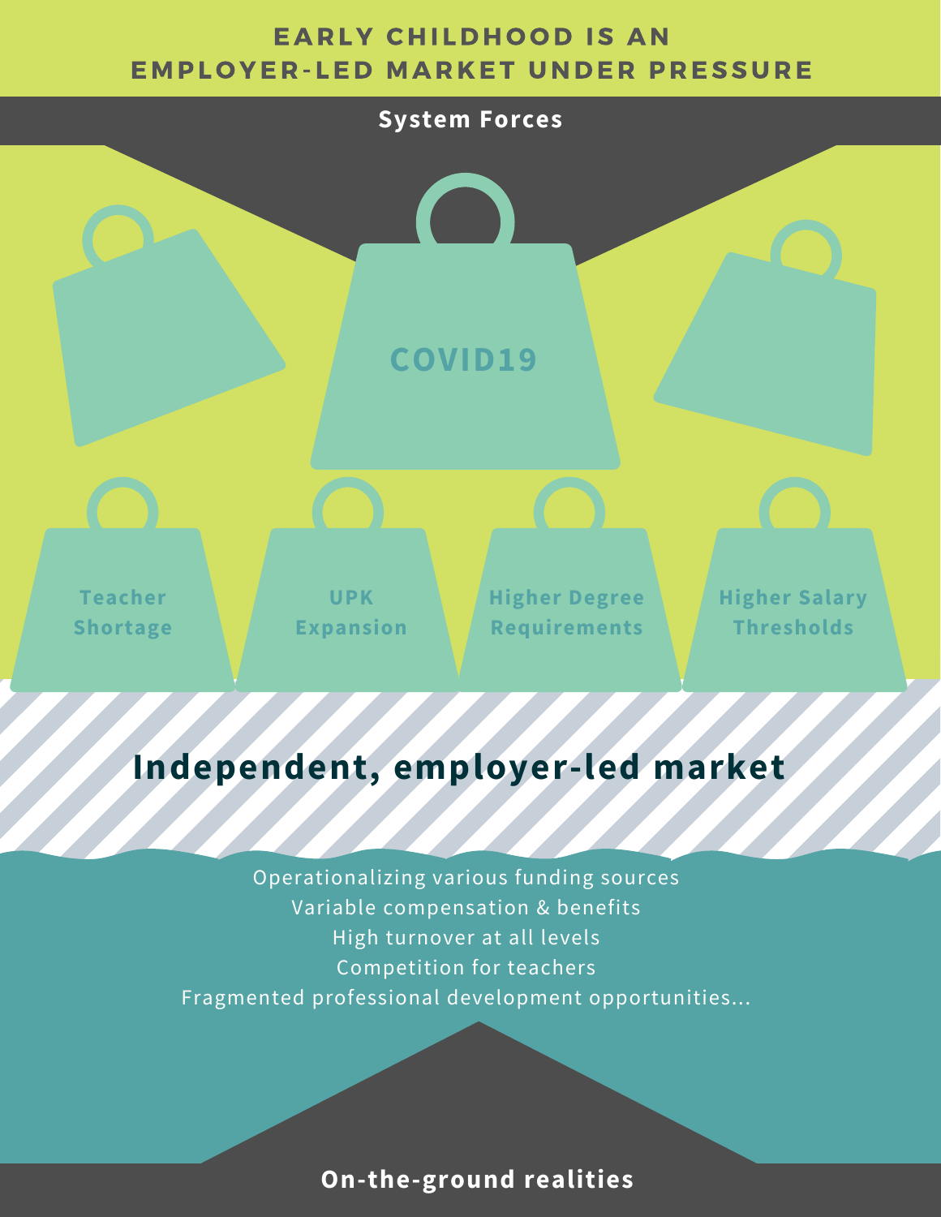# EARLY CHILDHOOD IS AN EMPLOYER-LED MARKET UNDER PRESSURE

## System Forces

COVID19

Teacher Shortage

UPK Expansion

Higher Degree Requirements

Higher Salary Thresholds

## Independent, employer-led market

Operationalizing various funding sources
Variable compensation & benefits
High turnover at all levels
Competition for teachers
Fragmented professional development opportunities...

## On-the-ground realities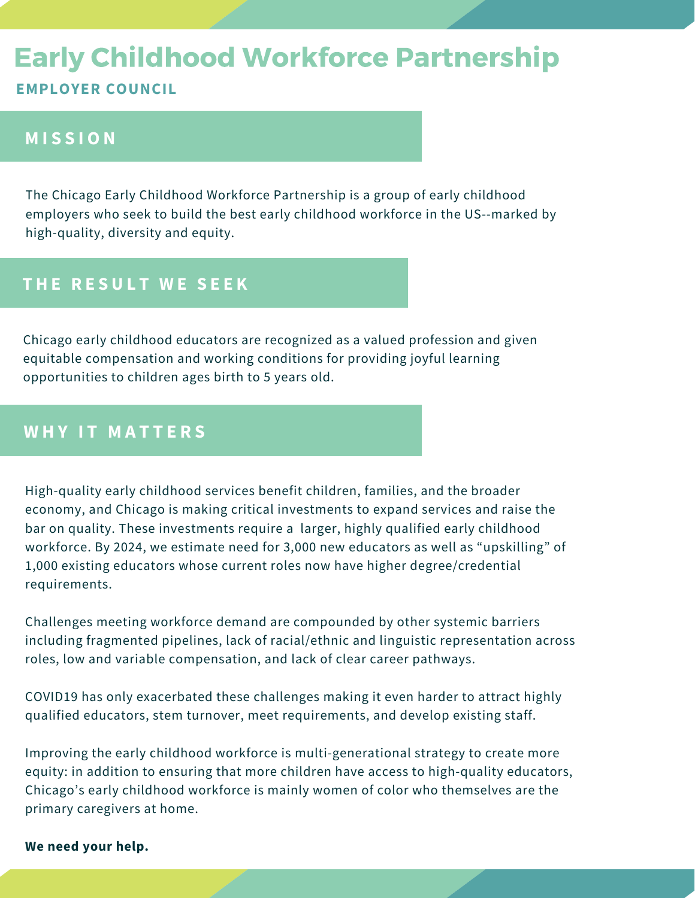# Early Childhood Workforce Partnership

**EMPLOYER COUNCIL**

## MISSION

The Chicago Early Childhood Workforce Partnership is a group of early childhood employers who seek to build the best early childhood workforce in the US--marked by high-quality, diversity and equity.

## THE RESULT WE SEEK

Chicago early childhood educators are recognized as a valued profession and given equitable compensation and working conditions for providing joyful learning opportunities to children ages birth to 5 years old.

## WHY IT MATTERS

High-quality early childhood services benefit children, families, and the broader economy, and Chicago is making critical investments to expand services and raise the bar on quality. These investments require a larger, highly qualified early childhood workforce. By 2024, we estimate need for 3,000 new educators as well as "upskilling" of 1,000 existing educators whose current roles now have higher degree/credential requirements.

Challenges meeting workforce demand are compounded by other systemic barriers including fragmented pipelines, lack of racial/ethnic and linguistic representation across roles, low and variable compensation, and lack of clear career pathways.

COVID19 has only exacerbated these challenges making it even harder to attract highly qualified educators, stem turnover, meet requirements, and develop existing staff.

Improving the early childhood workforce is multi-generational strategy to create more equity: in addition to ensuring that more children have access to high-quality educators, Chicago's early childhood workforce is mainly women of color who themselves are the primary caregivers at home.

**We need your help.**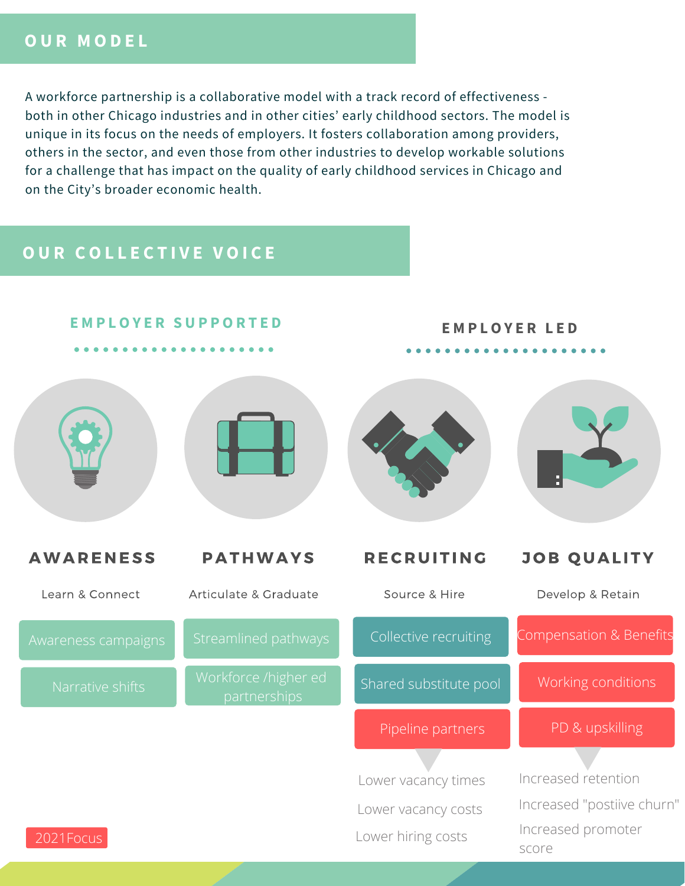## OUR MODEL

A workforce partnership is a collaborative model with a track record of effectiveness - both in other Chicago industries and in other cities' early childhood sectors. The model is unique in its focus on the needs of employers. It fosters collaboration among providers, others in the sector, and even those from other industries to develop workable solutions for a challenge that has impact on the quality of early childhood services in Chicago and on the City's broader economic health.

## OUR COLLECTIVE VOICE

### EMPLOYER SUPPORTED

#### AWARENESS

Learn & Connect

- Awareness campaigns
- Narrative shifts

#### PATHWAYS

Articulate & Graduate

- Streamlined pathways
- Workforce /higher ed partnerships

### EMPLOYER LED

#### RECRUITING

Source & Hire

- Collective recruiting
- Shared substitute pool
- Pipeline partners

Lower vacancy times

Lower vacancy costs

Lower hiring costs

#### JOB QUALITY

Develop & Retain

- Compensation & Benefits
- Working conditions
- PD & upskilling

Increased retention

Increased "postiive churn"

Increased promoter score

2021Focus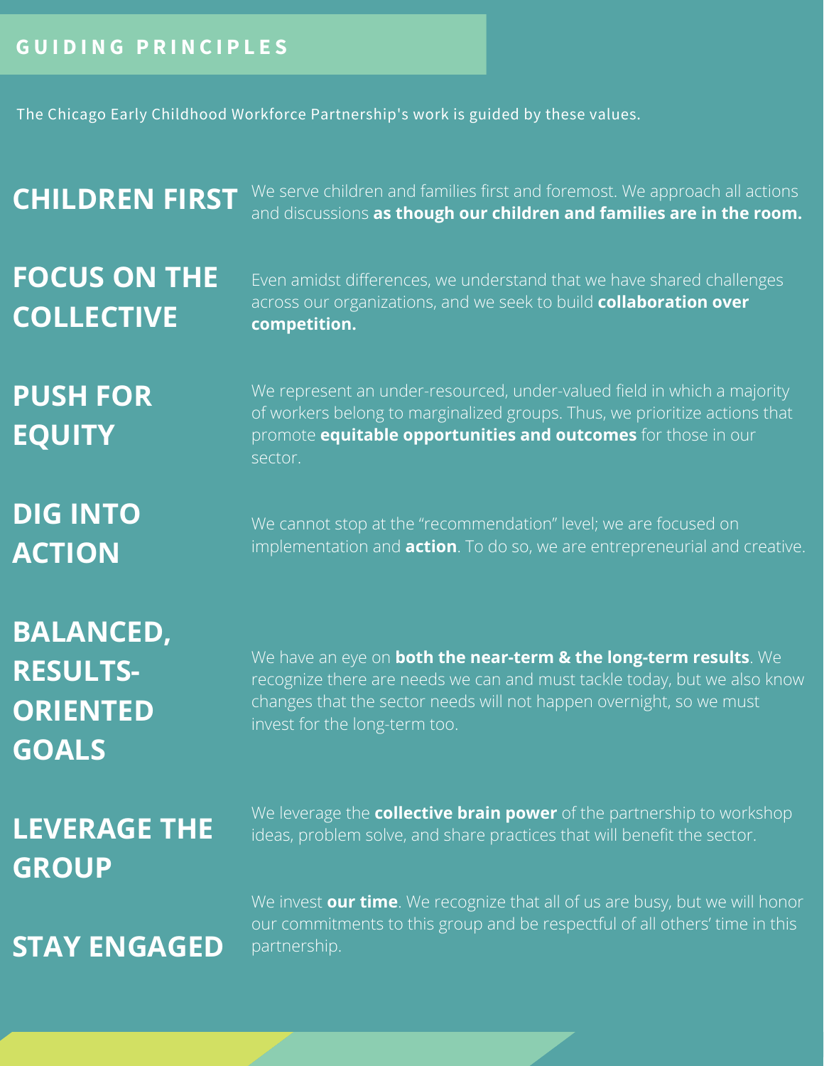## GUIDING PRINCIPLES

The Chicago Early Childhood Workforce Partnership's work is guided by these values.

### CHILDREN FIRST

We serve children and families first and foremost. We approach all actions and discussions **as though our children and families are in the room.**

### FOCUS ON THE COLLECTIVE

Even amidst differences, we understand that we have shared challenges across our organizations, and we seek to build **collaboration over competition.**

### PUSH FOR EQUITY

We represent an under-resourced, under-valued field in which a majority of workers belong to marginalized groups. Thus, we prioritize actions that promote **equitable opportunities and outcomes** for those in our sector.

### DIG INTO ACTION

We cannot stop at the "recommendation" level; we are focused on implementation and **action**. To do so, we are entrepreneurial and creative.

### BALANCED, RESULTS-ORIENTED GOALS

We have an eye on **both the near-term & the long-term results**. We recognize there are needs we can and must tackle today, but we also know changes that the sector needs will not happen overnight, so we must invest for the long-term too.

### LEVERAGE THE GROUP

We leverage the **collective brain power** of the partnership to workshop ideas, problem solve, and share practices that will benefit the sector.

### STAY ENGAGED

We invest **our time**. We recognize that all of us are busy, but we will honor our commitments to this group and be respectful of all others' time in this partnership.